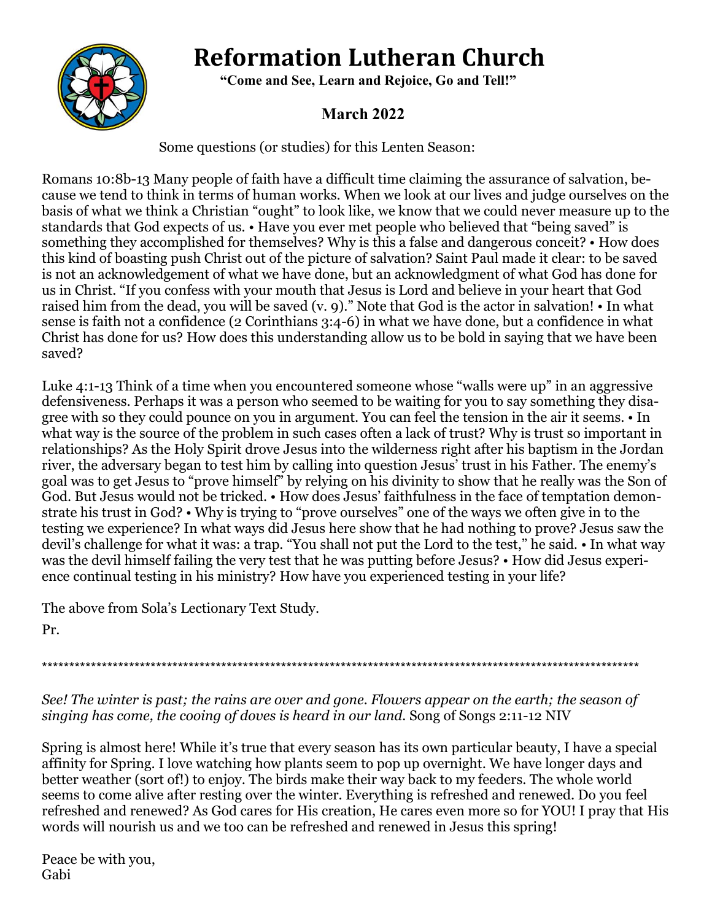# Reformation Lutheran Church

**"Come and See, Learn and Rejoice, Go and Tell!"**

**March 2022**

Some questions (or studies) for this Lenten Season:

Romans 10:8b-13 Many people of faith have a difficult time claiming the assurance of salvation, because we tend to think in terms of human works. When we look at our lives and judge ourselves on the basis of what we think a Christian "ought" to look like, we know that we could never measure up to the standards that God expects of us. • Have you ever met people who believed that "being saved" is something they accomplished for themselves? Why is this a false and dangerous conceit? • How does this kind of boasting push Christ out of the picture of salvation? Saint Paul made it clear: to be saved is not an acknowledgement of what we have done, but an acknowledgment of what God has done for us in Christ. "If you confess with your mouth that Jesus is Lord and believe in your heart that God raised him from the dead, you will be saved (v. 9)." Note that God is the actor in salvation! • In what sense is faith not a confidence (2 Corinthians 3:4-6) in what we have done, but a confidence in what Christ has done for us? How does this understanding allow us to be bold in saying that we have been saved?

Luke 4:1-13 Think of a time when you encountered someone whose "walls were up" in an aggressive defensiveness. Perhaps it was a person who seemed to be waiting for you to say something they disagree with so they could pounce on you in argument. You can feel the tension in the air it seems. • In what way is the source of the problem in such cases often a lack of trust? Why is trust so important in relationships? As the Holy Spirit drove Jesus into the wilderness right after his baptism in the Jordan river, the adversary began to test him by calling into question Jesus' trust in his Father. The enemy's goal was to get Jesus to "prove himself" by relying on his divinity to show that he really was the Son of God. But Jesus would not be tricked. • How does Jesus' faithfulness in the face of temptation demonstrate his trust in God? • Why is trying to "prove ourselves" one of the ways we often give in to the testing we experience? In what ways did Jesus here show that he had nothing to prove? Jesus saw the devil's challenge for what it was: a trap. "You shall not put the Lord to the test," he said. • In what way was the devil himself failing the very test that he was putting before Jesus? • How did Jesus experience continual testing in his ministry? How have you experienced testing in your life?

The above from Sola's Lectionary Text Study.

Pr.

*****************************************************************************************************************

*See! The winter is past; the rains are over and gone. Flowers appear on the earth; the season of singing has come, the cooing of doves is heard in our land.* Song of Songs 2:11-12 NIV

Spring is almost here! While it's true that every season has its own particular beauty, I have a special affinity for Spring. I love watching how plants seem to pop up overnight. We have longer days and better weather (sort of!) to enjoy. The birds make their way back to my feeders. The whole world seems to come alive after resting over the winter. Everything is refreshed and renewed. Do you feel refreshed and renewed? As God cares for His creation, He cares even more so for YOU! I pray that His words will nourish us and we too can be refreshed and renewed in Jesus this spring!

Peace be with you,
Gabi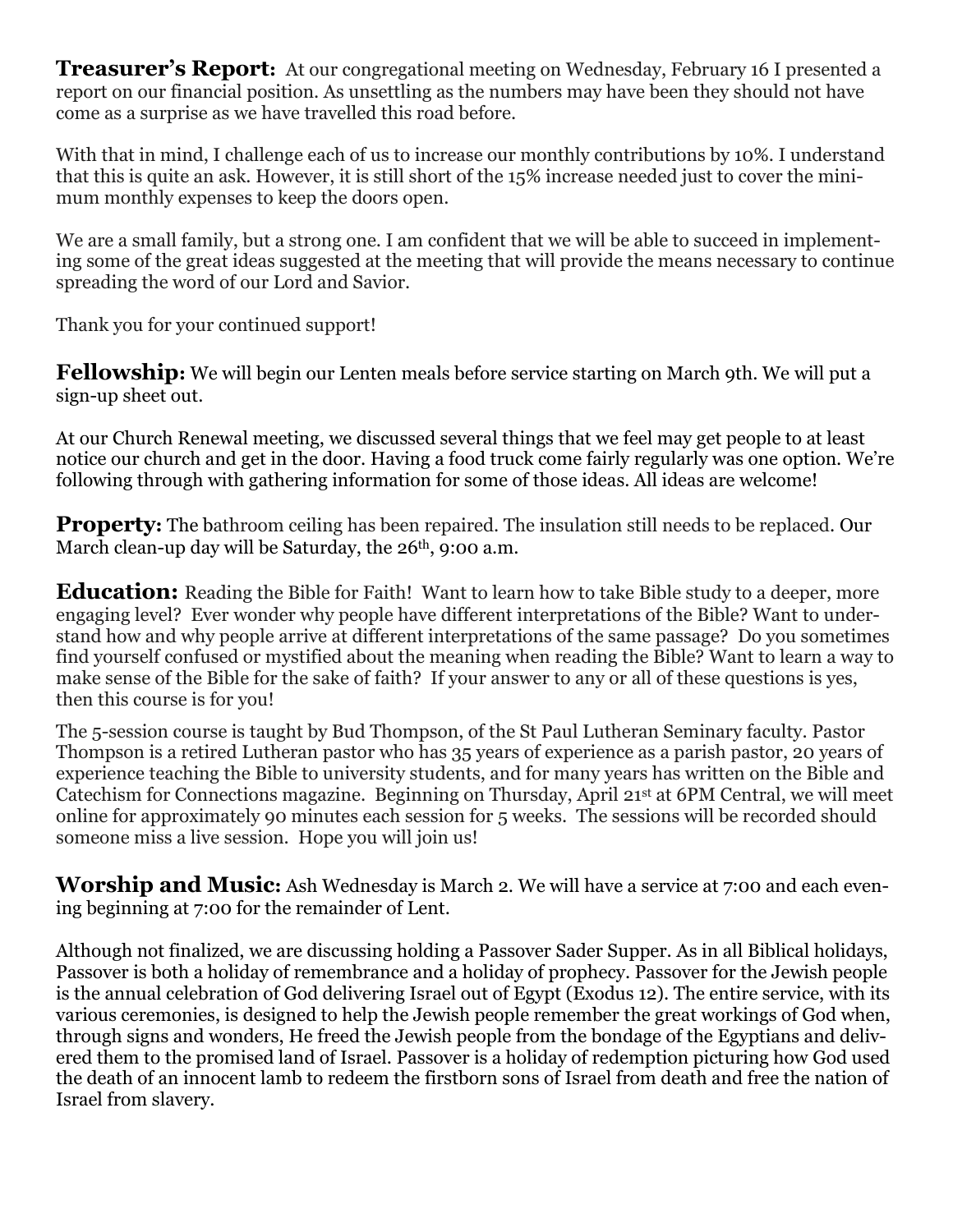**Treasurer's Report:** At our congregational meeting on Wednesday, February 16 I presented a report on our financial position. As unsettling as the numbers may have been they should not have come as a surprise as we have travelled this road before.

With that in mind, I challenge each of us to increase our monthly contributions by 10%. I understand that this is quite an ask. However, it is still short of the 15% increase needed just to cover the minimum monthly expenses to keep the doors open.

We are a small family, but a strong one. I am confident that we will be able to succeed in implementing some of the great ideas suggested at the meeting that will provide the means necessary to continue spreading the word of our Lord and Savior.

Thank you for your continued support!

**Fellowship:** We will begin our Lenten meals before service starting on March 9th. We will put a sign-up sheet out.

At our Church Renewal meeting, we discussed several things that we feel may get people to at least notice our church and get in the door. Having a food truck come fairly regularly was one option. We're following through with gathering information for some of those ideas. All ideas are welcome!

**Property:** The bathroom ceiling has been repaired. The insulation still needs to be replaced. Our March clean-up day will be Saturday, the 26th, 9:00 a.m.

**Education:** Reading the Bible for Faith! Want to learn how to take Bible study to a deeper, more engaging level? Ever wonder why people have different interpretations of the Bible? Want to understand how and why people arrive at different interpretations of the same passage? Do you sometimes find yourself confused or mystified about the meaning when reading the Bible? Want to learn a way to make sense of the Bible for the sake of faith? If your answer to any or all of these questions is yes, then this course is for you!

The 5-session course is taught by Bud Thompson, of the St Paul Lutheran Seminary faculty. Pastor Thompson is a retired Lutheran pastor who has 35 years of experience as a parish pastor, 20 years of experience teaching the Bible to university students, and for many years has written on the Bible and Catechism for Connections magazine. Beginning on Thursday, April 21st at 6PM Central, we will meet online for approximately 90 minutes each session for 5 weeks. The sessions will be recorded should someone miss a live session. Hope you will join us!

**Worship and Music:** Ash Wednesday is March 2. We will have a service at 7:00 and each evening beginning at 7:00 for the remainder of Lent.

Although not finalized, we are discussing holding a Passover Sader Supper. As in all Biblical holidays, Passover is both a holiday of remembrance and a holiday of prophecy. Passover for the Jewish people is the annual celebration of God delivering Israel out of Egypt (Exodus 12). The entire service, with its various ceremonies, is designed to help the Jewish people remember the great workings of God when, through signs and wonders, He freed the Jewish people from the bondage of the Egyptians and delivered them to the promised land of Israel. Passover is a holiday of redemption picturing how God used the death of an innocent lamb to redeem the firstborn sons of Israel from death and free the nation of Israel from slavery.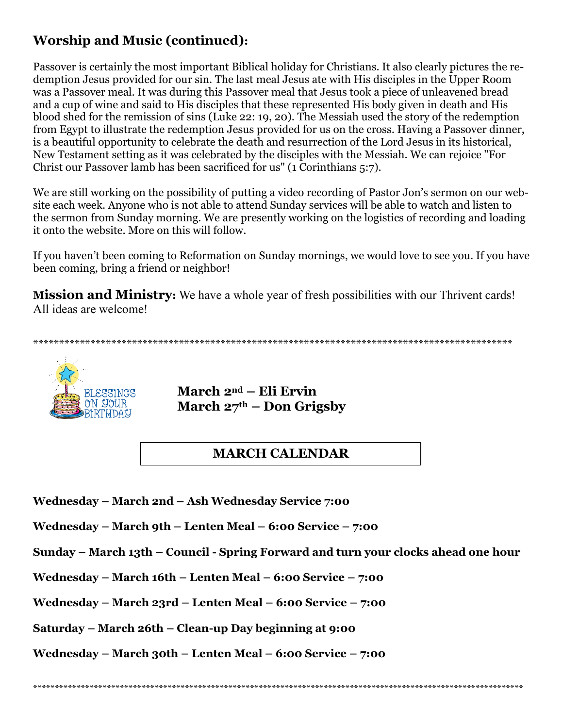## Worship and Music (continued):

Passover is certainly the most important Biblical holiday for Christians. It also clearly pictures the redemption Jesus provided for our sin. The last meal Jesus ate with His disciples in the Upper Room was a Passover meal. It was during this Passover meal that Jesus took a piece of unleavened bread and a cup of wine and said to His disciples that these represented His body given in death and His blood shed for the remission of sins (Luke 22: 19, 20). The Messiah used the story of the redemption from Egypt to illustrate the redemption Jesus provided for us on the cross. Having a Passover dinner, is a beautiful opportunity to celebrate the death and resurrection of the Lord Jesus in its historical, New Testament setting as it was celebrated by the disciples with the Messiah. We can rejoice "For Christ our Passover lamb has been sacrificed for us" (1 Corinthians 5:7).

We are still working on the possibility of putting a video recording of Pastor Jon's sermon on our website each week. Anyone who is not able to attend Sunday services will be able to watch and listen to the sermon from Sunday morning. We are presently working on the logistics of recording and loading it onto the website. More on this will follow.

If you haven't been coming to Reformation on Sunday mornings, we would love to see you. If you have been coming, bring a friend or neighbor!

**Mission and Ministry:** We have a whole year of fresh possibilities with our Thrivent cards! All ideas are welcome!

************************************************************************************************

BLESSINGS ON YOUR BIRTHDAY

**March 2nd – Eli Ervin**
**March 27th – Don Grigsby**

## MARCH CALENDAR

**Wednesday – March 2nd – Ash Wednesday Service 7:00**

**Wednesday – March 9th – Lenten Meal – 6:00 Service – 7:00**

**Sunday – March 13th – Council - Spring Forward and turn your clocks ahead one hour**

**Wednesday – March 16th – Lenten Meal – 6:00 Service – 7:00**

**Wednesday – March 23rd – Lenten Meal – 6:00 Service – 7:00**

**Saturday – March 26th – Clean-up Day beginning at 9:00**

**Wednesday – March 30th – Lenten Meal – 6:00 Service – 7:00**

************************************************************************************************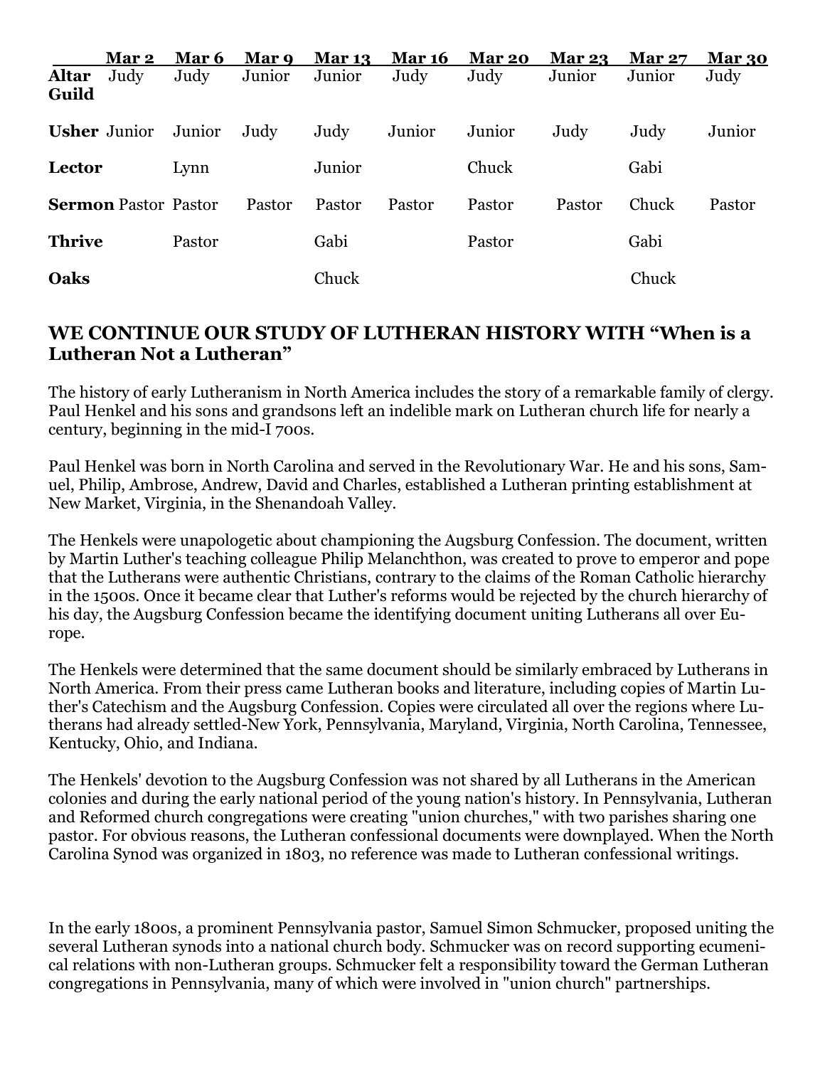| | Mar 2 | Mar 6 | Mar 9 | Mar 13 | Mar 16 | Mar 20 | Mar 23 | Mar 27 | Mar 30 |
|---|---|---|---|---|---|---|---|---|---|
| **Altar Guild** | Judy | Judy | Junior | Junior | Judy | Judy | Junior | Junior | Judy |
| **Usher** | Junior | Junior | Judy | Judy | Junior | Junior | Judy | Judy | Junior |
| **Lector** | | Lynn | | Junior | | Chuck | | Gabi | |
| **Sermon** | Pastor | Pastor | Pastor | Pastor | Pastor | Pastor | Pastor | Chuck | Pastor |
| **Thrive** | | Pastor | | Gabi | | Pastor | | Gabi | |
| **Oaks** | | | | Chuck | | | | Chuck | |

## WE CONTINUE OUR STUDY OF LUTHERAN HISTORY WITH "When is a Lutheran Not a Lutheran"

The history of early Lutheranism in North America includes the story of a remarkable family of clergy. Paul Henkel and his sons and grandsons left an indelible mark on Lutheran church life for nearly a century, beginning in the mid-I 700s.

Paul Henkel was born in North Carolina and served in the Revolutionary War. He and his sons, Samuel, Philip, Ambrose, Andrew, David and Charles, established a Lutheran printing establishment at New Market, Virginia, in the Shenandoah Valley.

The Henkels were unapologetic about championing the Augsburg Confession. The document, written by Martin Luther's teaching colleague Philip Melanchthon, was created to prove to emperor and pope that the Lutherans were authentic Christians, contrary to the claims of the Roman Catholic hierarchy in the 1500s. Once it became clear that Luther's reforms would be rejected by the church hierarchy of his day, the Augsburg Confession became the identifying document uniting Lutherans all over Europe.

The Henkels were determined that the same document should be similarly embraced by Lutherans in North America. From their press came Lutheran books and literature, including copies of Martin Luther's Catechism and the Augsburg Confession. Copies were circulated all over the regions where Lutherans had already settled-New York, Pennsylvania, Maryland, Virginia, North Carolina, Tennessee, Kentucky, Ohio, and Indiana.

The Henkels' devotion to the Augsburg Confession was not shared by all Lutherans in the American colonies and during the early national period of the young nation's history. In Pennsylvania, Lutheran and Reformed church congregations were creating "union churches," with two parishes sharing one pastor. For obvious reasons, the Lutheran confessional documents were downplayed. When the North Carolina Synod was organized in 1803, no reference was made to Lutheran confessional writings.

In the early 1800s, a prominent Pennsylvania pastor, Samuel Simon Schmucker, proposed uniting the several Lutheran synods into a national church body. Schmucker was on record supporting ecumenical relations with non-Lutheran groups. Schmucker felt a responsibility toward the German Lutheran congregations in Pennsylvania, many of which were involved in "union church" partnerships.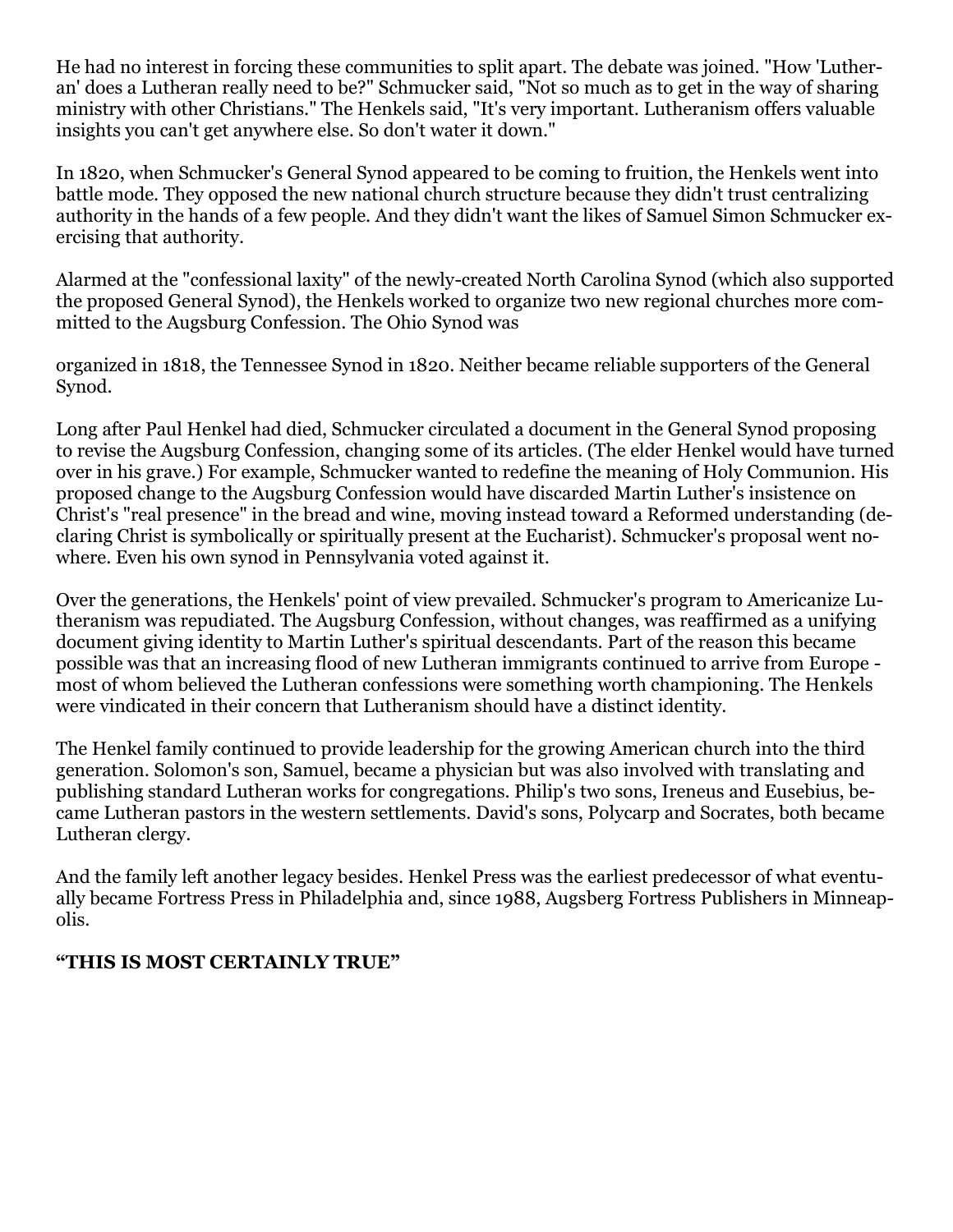He had no interest in forcing these communities to split apart. The debate was joined. "How 'Lutheran' does a Lutheran really need to be?" Schmucker said, "Not so much as to get in the way of sharing ministry with other Christians." The Henkels said, "It's very important. Lutheranism offers valuable insights you can't get anywhere else. So don't water it down."

In 1820, when Schmucker's General Synod appeared to be coming to fruition, the Henkels went into battle mode. They opposed the new national church structure because they didn't trust centralizing authority in the hands of a few people. And they didn't want the likes of Samuel Simon Schmucker exercising that authority.

Alarmed at the "confessional laxity" of the newly-created North Carolina Synod (which also supported the proposed General Synod), the Henkels worked to organize two new regional churches more committed to the Augsburg Confession. The Ohio Synod was organized in 1818, the Tennessee Synod in 1820. Neither became reliable supporters of the General Synod.

Long after Paul Henkel had died, Schmucker circulated a document in the General Synod proposing to revise the Augsburg Confession, changing some of its articles. (The elder Henkel would have turned over in his grave.) For example, Schmucker wanted to redefine the meaning of Holy Communion. His proposed change to the Augsburg Confession would have discarded Martin Luther's insistence on Christ's "real presence" in the bread and wine, moving instead toward a Reformed understanding (declaring Christ is symbolically or spiritually present at the Eucharist). Schmucker's proposal went nowhere. Even his own synod in Pennsylvania voted against it.

Over the generations, the Henkels' point of view prevailed. Schmucker's program to Americanize Lutheranism was repudiated. The Augsburg Confession, without changes, was reaffirmed as a unifying document giving identity to Martin Luther's spiritual descendants. Part of the reason this became possible was that an increasing flood of new Lutheran immigrants continued to arrive from Europe - most of whom believed the Lutheran confessions were something worth championing. The Henkels were vindicated in their concern that Lutheranism should have a distinct identity.

The Henkel family continued to provide leadership for the growing American church into the third generation. Solomon's son, Samuel, became a physician but was also involved with translating and publishing standard Lutheran works for congregations. Philip's two sons, Ireneus and Eusebius, became Lutheran pastors in the western settlements. David's sons, Polycarp and Socrates, both became Lutheran clergy.

And the family left another legacy besides. Henkel Press was the earliest predecessor of what eventually became Fortress Press in Philadelphia and, since 1988, Augsberg Fortress Publishers in Minneapolis.

**"THIS IS MOST CERTAINLY TRUE"**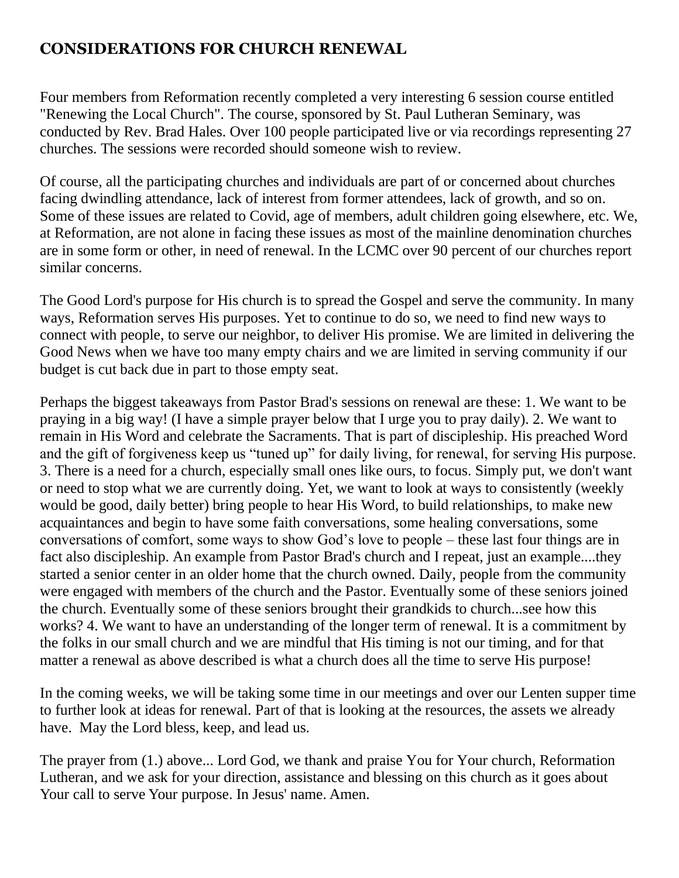## CONSIDERATIONS FOR CHURCH RENEWAL

Four members from Reformation recently completed a very interesting 6 session course entitled "Renewing the Local Church". The course, sponsored by St. Paul Lutheran Seminary, was conducted by Rev. Brad Hales. Over 100 people participated live or via recordings representing 27 churches. The sessions were recorded should someone wish to review.

Of course, all the participating churches and individuals are part of or concerned about churches facing dwindling attendance, lack of interest from former attendees, lack of growth, and so on. Some of these issues are related to Covid, age of members, adult children going elsewhere, etc. We, at Reformation, are not alone in facing these issues as most of the mainline denomination churches are in some form or other, in need of renewal. In the LCMC over 90 percent of our churches report similar concerns.

The Good Lord's purpose for His church is to spread the Gospel and serve the community. In many ways, Reformation serves His purposes. Yet to continue to do so, we need to find new ways to connect with people, to serve our neighbor, to deliver His promise. We are limited in delivering the Good News when we have too many empty chairs and we are limited in serving community if our budget is cut back due in part to those empty seat.

Perhaps the biggest takeaways from Pastor Brad's sessions on renewal are these: 1. We want to be praying in a big way! (I have a simple prayer below that I urge you to pray daily). 2. We want to remain in His Word and celebrate the Sacraments. That is part of discipleship. His preached Word and the gift of forgiveness keep us "tuned up" for daily living, for renewal, for serving His purpose. 3. There is a need for a church, especially small ones like ours, to focus. Simply put, we don't want or need to stop what we are currently doing. Yet, we want to look at ways to consistently (weekly would be good, daily better) bring people to hear His Word, to build relationships, to make new acquaintances and begin to have some faith conversations, some healing conversations, some conversations of comfort, some ways to show God's love to people – these last four things are in fact also discipleship. An example from Pastor Brad's church and I repeat, just an example....they started a senior center in an older home that the church owned. Daily, people from the community were engaged with members of the church and the Pastor. Eventually some of these seniors joined the church. Eventually some of these seniors brought their grandkids to church...see how this works? 4. We want to have an understanding of the longer term of renewal. It is a commitment by the folks in our small church and we are mindful that His timing is not our timing, and for that matter a renewal as above described is what a church does all the time to serve His purpose!

In the coming weeks, we will be taking some time in our meetings and over our Lenten supper time to further look at ideas for renewal. Part of that is looking at the resources, the assets we already have. May the Lord bless, keep, and lead us.

The prayer from (1.) above... Lord God, we thank and praise You for Your church, Reformation Lutheran, and we ask for your direction, assistance and blessing on this church as it goes about Your call to serve Your purpose. In Jesus' name. Amen.